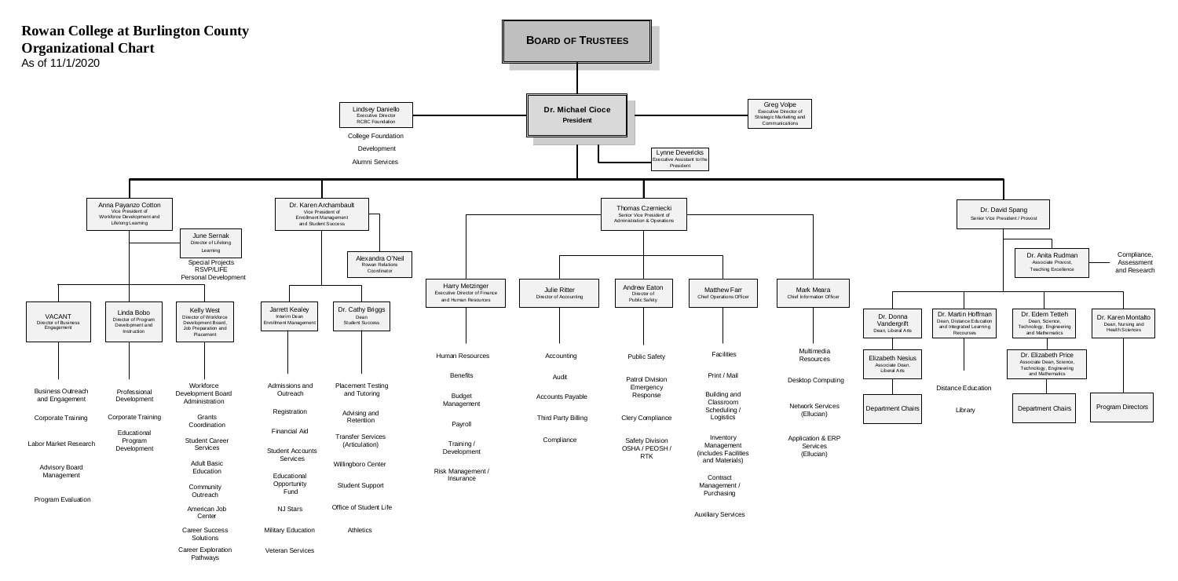# Rowan College at Burlington County Organizational Chart

As of 11/1/2020

## BOARD OF TRUSTEES

### Dr. Michael Cioce
**President**

- **Lindsey Daniello** – Executive Director, RCBC Foundation
  - College Foundation
  - Development
  - Alumni Services
- **Greg Volpe** – Executive Director of Strategic Marketing and Communications
- **Lynne Devericks** – Executive Assistant to the President

---

### Anna Payanzo Cotton – Vice President of Workforce Development and Lifelong Learning

- **June Sernak** – Director of Lifelong Learning
  - Special Projects
  - RSVP/LIFE
  - Personal Development
- **VACANT** – Director of Business Engagement
  - Business Outreach and Engagement
  - Corporate Training
  - Labor Market Research
  - Advisory Board Management
  - Program Evaluation
- **Linda Bobo** – Director of Program Development and Instruction
  - Professional Development
  - Corporate Training
  - Educational Program Development
- **Kelly West** – Director of Workforce Development Board, Job Preparation and Placement
  - Workforce Development Board Administration
  - Grants Coordination
  - Student Career Services
  - Adult Basic Education
  - Community Outreach
  - American Job Center
  - Career Success Solutions
  - Career Exploration Pathways

### Dr. Karen Archambault – Vice President of Enrollment Management and Student Success

- **Alexandra O'Neil** – Rowan Relations Coordinator
- **Jarrett Kealey** – Interim Dean, Enrollment Management
  - Admissions and Outreach
  - Registration
  - Financial Aid
  - Student Accounts Services
  - Educational Opportunity Fund
  - NJ Stars
  - Military Education
  - Veteran Services
- **Dr. Cathy Briggs** – Dean, Student Success
  - Placement Testing and Tutoring
  - Advising and Retention
  - Transfer Services (Articulation)
  - Willingboro Center
  - Student Support
  - Office of Student Life
  - Athletics

### Thomas Czerniecki – Senior Vice President of Administration & Operations

- **Harry Metzinger** – Executive Director of Finance and Human Resources
  - Human Resources
  - Benefits
  - Budget Management
  - Payroll
  - Training / Development
  - Risk Management / Insurance
- **Julie Ritter** – Director of Accounting
  - Accounting
  - Audit
  - Accounts Payable
  - Third Party Billing
  - Compliance
- **Andrew Eaton** – Director of Public Safety
  - Public Safety
  - Patrol Division Emergency Response
  - Clery Compliance
  - Safety Division OSHA / PEOSH / RTK
- **Matthew Farr** – Chief Operations Officer
  - Facilities
  - Print / Mail
  - Building and Classroom Scheduling / Logistics
  - Inventory Management (includes Facilities and Materials)
  - Contract Management / Purchasing
  - Auxiliary Services
- **Mark Meara** – Chief Information Officer
  - Multimedia Resources
  - Desktop Computing
  - Network Services (Ellucian)
  - Application & ERP Services (Ellucian)

### Dr. David Spang – Senior Vice President / Provost

- **Dr. Anita Rudman** – Associate Provost, Teaching Excellence
  - Compliance, Assessment and Research
- **Dr. Donna Vandergrift** – Dean, Liberal Arts
  - **Elizabeth Nesius** – Associate Dean, Liberal Arts
  - Department Chairs
- **Dr. Martin Hoffman** – Dean, Distance Education and Integrated Learning Recourses
  - Distance Education
  - Library
- **Dr. Edem Tetteh** – Dean, Science, Technology, Engineering and Mathematics
  - **Dr. Elizabeth Price** – Associate Dean, Science, Technology, Engineering and Mathematics
  - Department Chairs
- **Dr. Karen Montalto** – Dean, Nursing and Health Sciences
  - Program Directors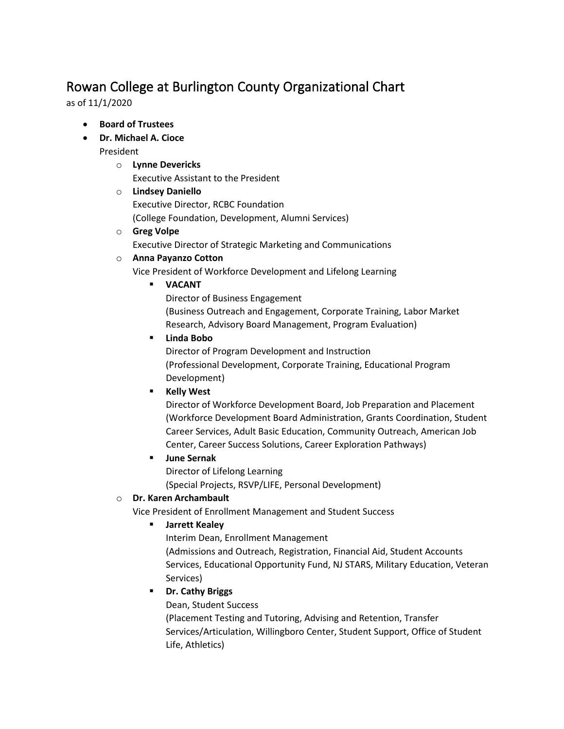# Rowan College at Burlington County Organizational Chart

as of 11/1/2020

- **Board of Trustees**
- **Dr. Michael A. Cioce**
  President
  - **Lynne Devericks**
    Executive Assistant to the President
  - **Lindsey Daniello**
    Executive Director, RCBC Foundation
    (College Foundation, Development, Alumni Services)
  - **Greg Volpe**
    Executive Director of Strategic Marketing and Communications
  - **Anna Payanzo Cotton**
    Vice President of Workforce Development and Lifelong Learning
    - **VACANT**
      Director of Business Engagement
      (Business Outreach and Engagement, Corporate Training, Labor Market Research, Advisory Board Management, Program Evaluation)
    - **Linda Bobo**
      Director of Program Development and Instruction
      (Professional Development, Corporate Training, Educational Program Development)
    - **Kelly West**
      Director of Workforce Development Board, Job Preparation and Placement
      (Workforce Development Board Administration, Grants Coordination, Student Career Services, Adult Basic Education, Community Outreach, American Job Center, Career Success Solutions, Career Exploration Pathways)
    - **June Sernak**
      Director of Lifelong Learning
      (Special Projects, RSVP/LIFE, Personal Development)
  - **Dr. Karen Archambault**
    Vice President of Enrollment Management and Student Success
    - **Jarrett Kealey**
      Interim Dean, Enrollment Management
      (Admissions and Outreach, Registration, Financial Aid, Student Accounts Services, Educational Opportunity Fund, NJ STARS, Military Education, Veteran Services)
    - **Dr. Cathy Briggs**
      Dean, Student Success
      (Placement Testing and Tutoring, Advising and Retention, Transfer Services/Articulation, Willingboro Center, Student Support, Office of Student Life, Athletics)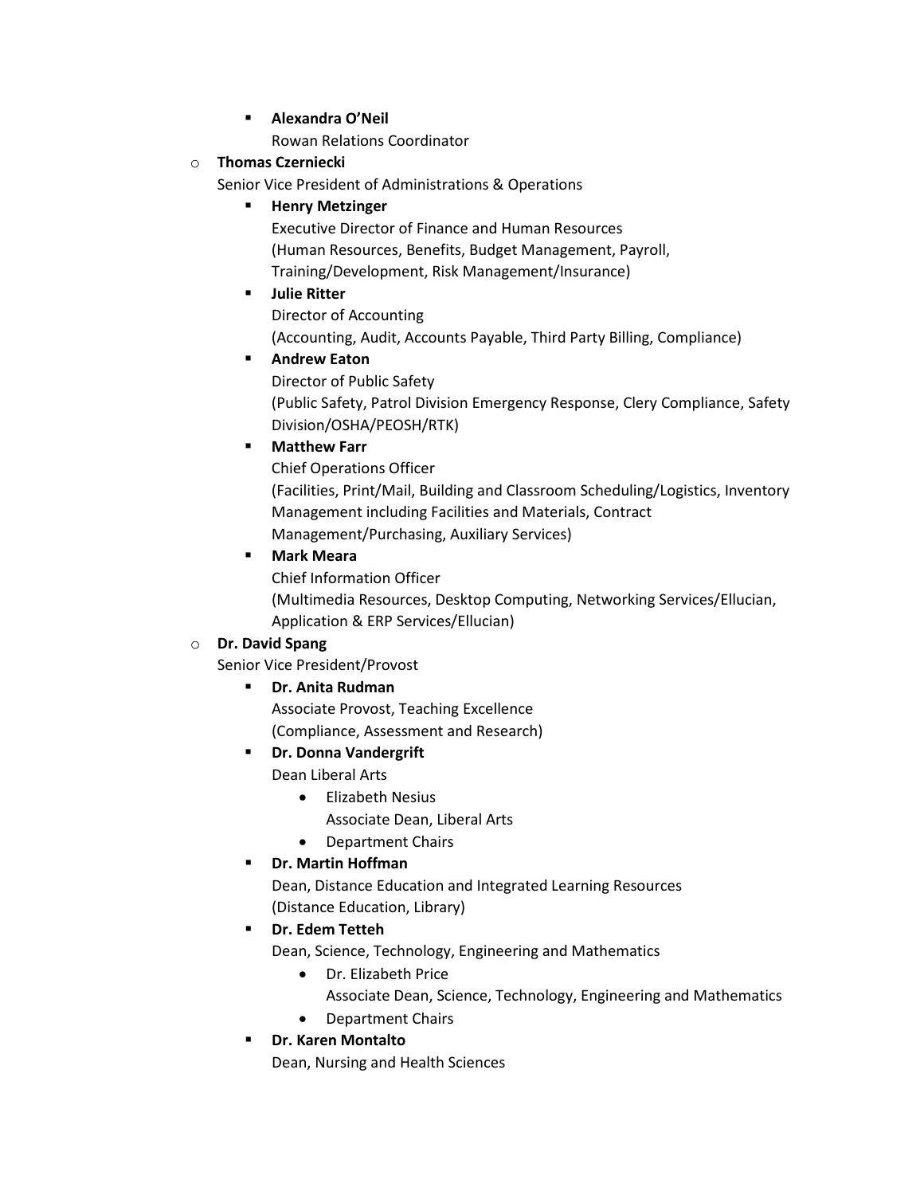- **Alexandra O'Neil**
      Rowan Relations Coordinator
- **Thomas Czerniecki**
  Senior Vice President of Administrations & Operations
    - **Henry Metzinger**
      Executive Director of Finance and Human Resources
      (Human Resources, Benefits, Budget Management, Payroll, Training/Development, Risk Management/Insurance)
    - **Julie Ritter**
      Director of Accounting
      (Accounting, Audit, Accounts Payable, Third Party Billing, Compliance)
    - **Andrew Eaton**
      Director of Public Safety
      (Public Safety, Patrol Division Emergency Response, Clery Compliance, Safety Division/OSHA/PEOSH/RTK)
    - **Matthew Farr**
      Chief Operations Officer
      (Facilities, Print/Mail, Building and Classroom Scheduling/Logistics, Inventory Management including Facilities and Materials, Contract Management/Purchasing, Auxiliary Services)
    - **Mark Meara**
      Chief Information Officer
      (Multimedia Resources, Desktop Computing, Networking Services/Ellucian, Application & ERP Services/Ellucian)
- **Dr. David Spang**
  Senior Vice President/Provost
    - **Dr. Anita Rudman**
      Associate Provost, Teaching Excellence
      (Compliance, Assessment and Research)
    - **Dr. Donna Vandergrift**
      Dean Liberal Arts
        - Elizabeth Nesius
          Associate Dean, Liberal Arts
        - Department Chairs
    - **Dr. Martin Hoffman**
      Dean, Distance Education and Integrated Learning Resources
      (Distance Education, Library)
    - **Dr. Edem Tetteh**
      Dean, Science, Technology, Engineering and Mathematics
        - Dr. Elizabeth Price
          Associate Dean, Science, Technology, Engineering and Mathematics
        - Department Chairs
    - **Dr. Karen Montalto**
      Dean, Nursing and Health Sciences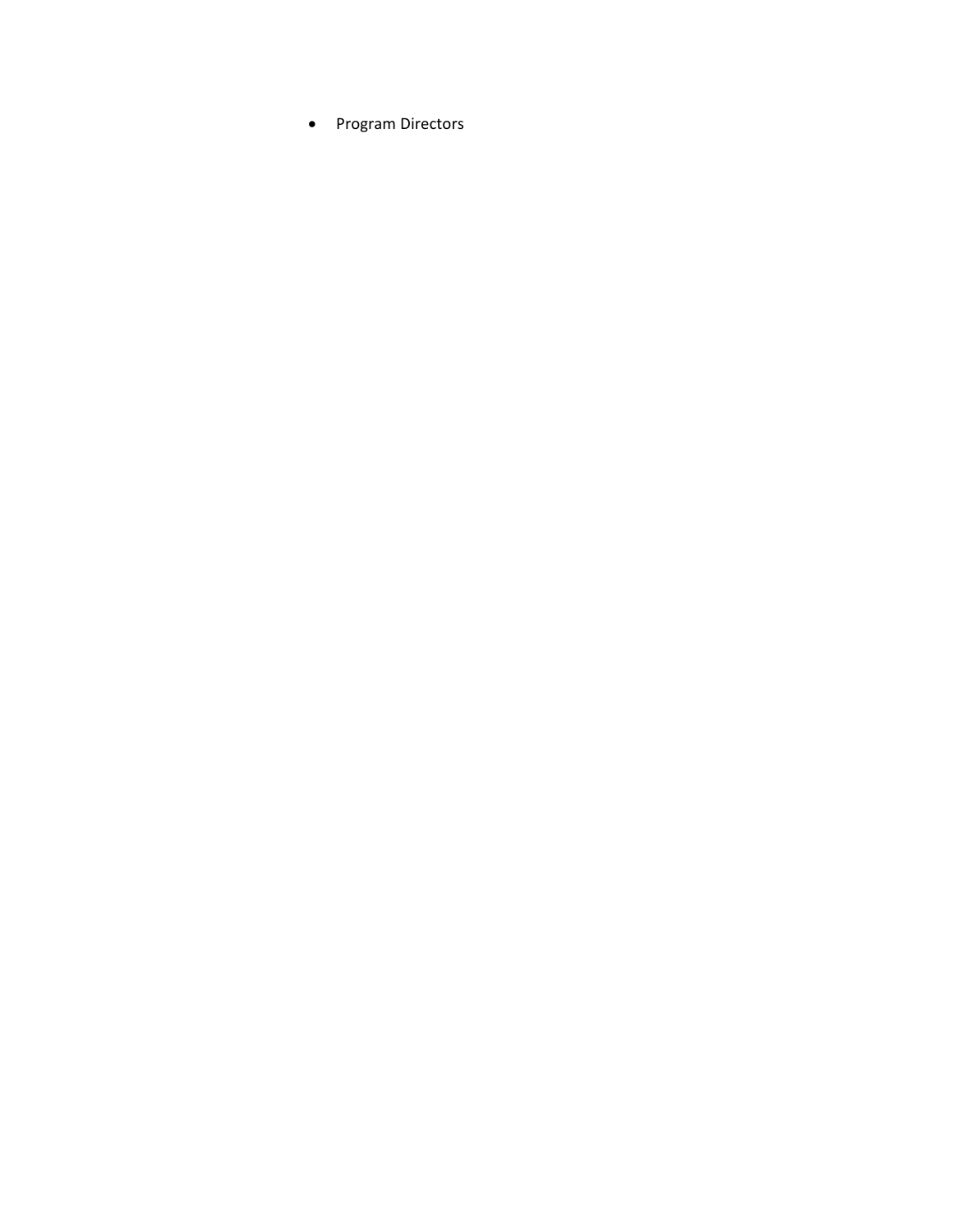- Program Directors